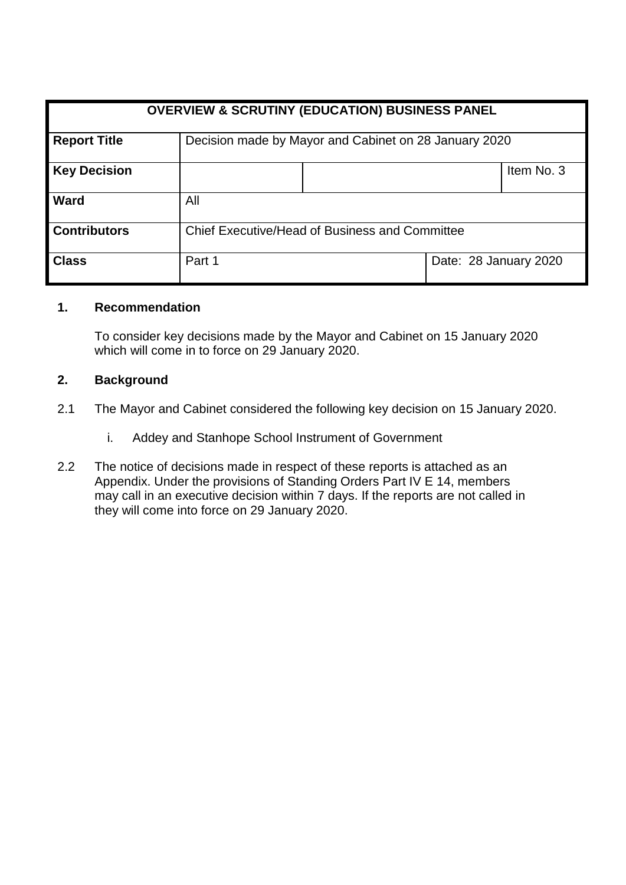| OVERVIEW & SCRUTINY (EDUCATION) BUSINESS PANEL | | | |
|---|---|---|---|
| **Report Title** | Decision made by Mayor and Cabinet on 28 January 2020 | | |
| **Key Decision** | | | Item No. 3 |
| **Ward** | All | | |
| **Contributors** | Chief Executive/Head of Business and Committee | | |
| **Class** | Part 1 | Date: 28 January 2020 | |

**1. Recommendation**

To consider key decisions made by the Mayor and Cabinet on 15 January 2020 which will come in to force on 29 January 2020.

**2. Background**

2.1 The Mayor and Cabinet considered the following key decision on 15 January 2020.

i. Addey and Stanhope School Instrument of Government

2.2 The notice of decisions made in respect of these reports is attached as an Appendix. Under the provisions of Standing Orders Part IV E 14, members may call in an executive decision within 7 days. If the reports are not called in they will come into force on 29 January 2020.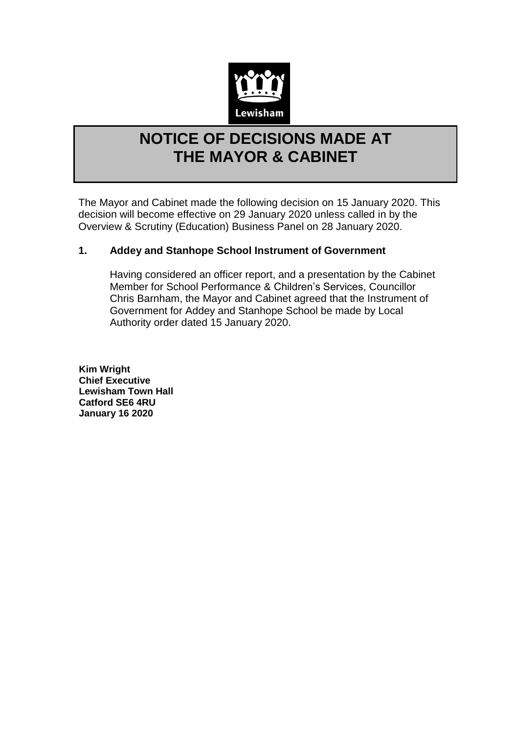Lewisham

# NOTICE OF DECISIONS MADE AT THE MAYOR & CABINET

The Mayor and Cabinet made the following decision on 15 January 2020. This decision will become effective on 29 January 2020 unless called in by the Overview & Scrutiny (Education) Business Panel on 28 January 2020.

## 1. Addey and Stanhope School Instrument of Government

Having considered an officer report, and a presentation by the Cabinet Member for School Performance & Children's Services, Councillor Chris Barnham, the Mayor and Cabinet agreed that the Instrument of Government for Addey and Stanhope School be made by Local Authority order dated 15 January 2020.

**Kim Wright**
**Chief Executive**
**Lewisham Town Hall**
**Catford SE6 4RU**
**January 16 2020**